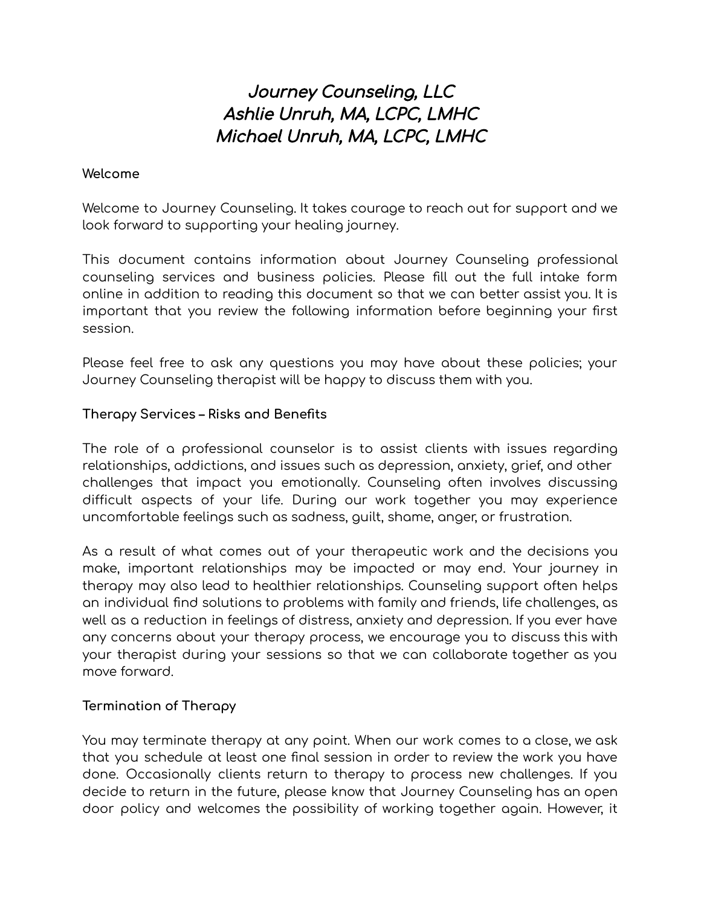# *Journey Counseling, LLC*
# *Ashlie Unruh, MA, LCPC, LMHC*
# *Michael Unruh, MA, LCPC, LMHC*

**Welcome**

Welcome to Journey Counseling. It takes courage to reach out for support and we look forward to supporting your healing journey.

This document contains information about Journey Counseling professional counseling services and business policies. Please fill out the full intake form online in addition to reading this document so that we can better assist you. It is important that you review the following information before beginning your first session.

Please feel free to ask any questions you may have about these policies; your Journey Counseling therapist will be happy to discuss them with you.

**Therapy Services – Risks and Benefits**

The role of a professional counselor is to assist clients with issues regarding relationships, addictions, and issues such as depression, anxiety, grief, and other challenges that impact you emotionally. Counseling often involves discussing difficult aspects of your life. During our work together you may experience uncomfortable feelings such as sadness, guilt, shame, anger, or frustration.

As a result of what comes out of your therapeutic work and the decisions you make, important relationships may be impacted or may end. Your journey in therapy may also lead to healthier relationships. Counseling support often helps an individual find solutions to problems with family and friends, life challenges, as well as a reduction in feelings of distress, anxiety and depression. If you ever have any concerns about your therapy process, we encourage you to discuss this with your therapist during your sessions so that we can collaborate together as you move forward.

**Termination of Therapy**

You may terminate therapy at any point. When our work comes to a close, we ask that you schedule at least one final session in order to review the work you have done. Occasionally clients return to therapy to process new challenges. If you decide to return in the future, please know that Journey Counseling has an open door policy and welcomes the possibility of working together again. However, it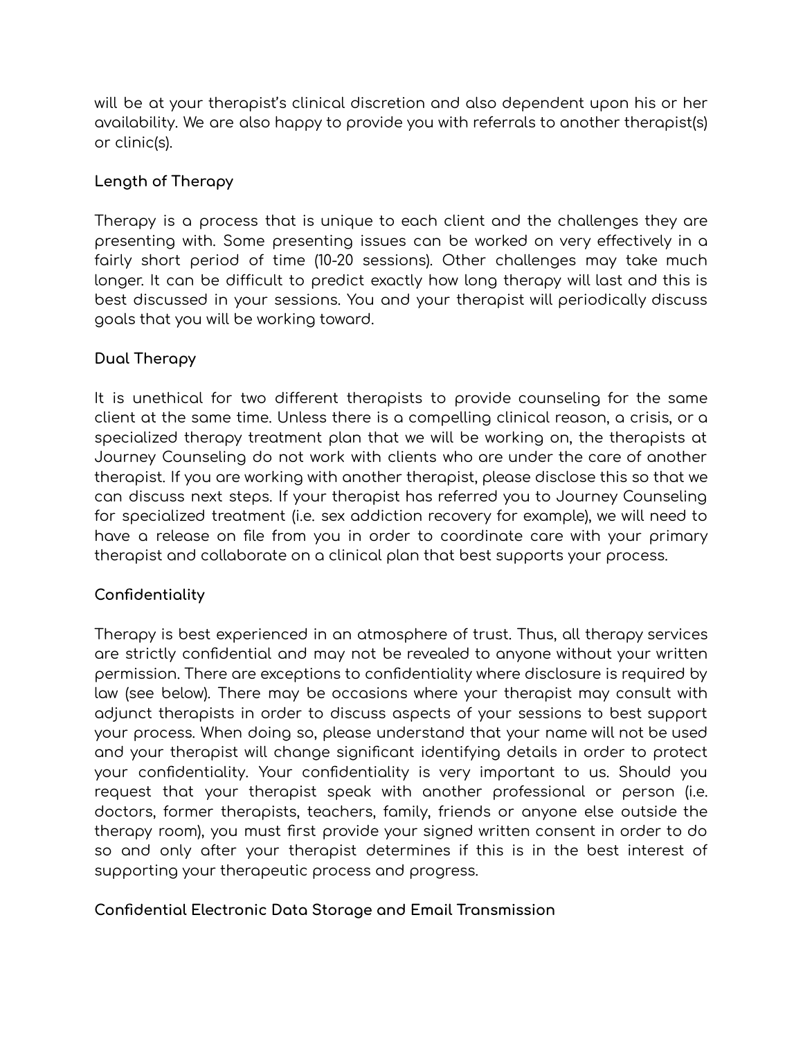will be at your therapist's clinical discretion and also dependent upon his or her availability. We are also happy to provide you with referrals to another therapist(s) or clinic(s).

### Length of Therapy

Therapy is a process that is unique to each client and the challenges they are presenting with. Some presenting issues can be worked on very effectively in a fairly short period of time (10-20 sessions). Other challenges may take much longer. It can be difficult to predict exactly how long therapy will last and this is best discussed in your sessions. You and your therapist will periodically discuss goals that you will be working toward.

### Dual Therapy

It is unethical for two different therapists to provide counseling for the same client at the same time. Unless there is a compelling clinical reason, a crisis, or a specialized therapy treatment plan that we will be working on, the therapists at Journey Counseling do not work with clients who are under the care of another therapist. If you are working with another therapist, please disclose this so that we can discuss next steps. If your therapist has referred you to Journey Counseling for specialized treatment (i.e. sex addiction recovery for example), we will need to have a release on file from you in order to coordinate care with your primary therapist and collaborate on a clinical plan that best supports your process.

### Confidentiality

Therapy is best experienced in an atmosphere of trust. Thus, all therapy services are strictly confidential and may not be revealed to anyone without your written permission. There are exceptions to confidentiality where disclosure is required by law (see below). There may be occasions where your therapist may consult with adjunct therapists in order to discuss aspects of your sessions to best support your process. When doing so, please understand that your name will not be used and your therapist will change significant identifying details in order to protect your confidentiality. Your confidentiality is very important to us. Should you request that your therapist speak with another professional or person (i.e. doctors, former therapists, teachers, family, friends or anyone else outside the therapy room), you must first provide your signed written consent in order to do so and only after your therapist determines if this is in the best interest of supporting your therapeutic process and progress.

### Confidential Electronic Data Storage and Email Transmission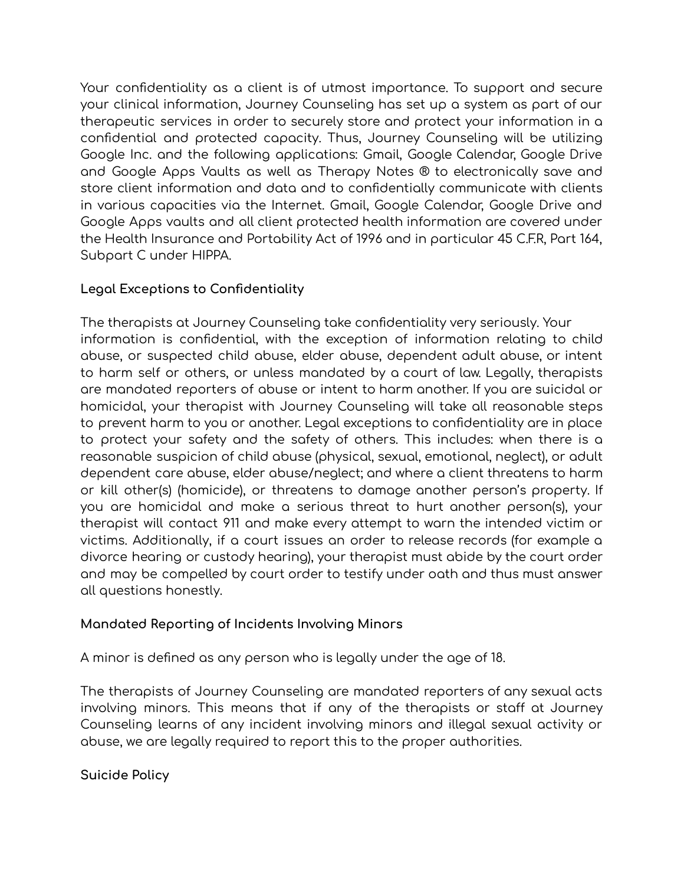Your confidentiality as a client is of utmost importance. To support and secure your clinical information, Journey Counseling has set up a system as part of our therapeutic services in order to securely store and protect your information in a confidential and protected capacity. Thus, Journey Counseling will be utilizing Google Inc. and the following applications: Gmail, Google Calendar, Google Drive and Google Apps Vaults as well as Therapy Notes ® to electronically save and store client information and data and to confidentially communicate with clients in various capacities via the Internet. Gmail, Google Calendar, Google Drive and Google Apps vaults and all client protected health information are covered under the Health Insurance and Portability Act of 1996 and in particular 45 C.F.R, Part 164, Subpart C under HIPPA.

**Legal Exceptions to Confidentiality**

The therapists at Journey Counseling take confidentiality very seriously. Your information is confidential, with the exception of information relating to child abuse, or suspected child abuse, elder abuse, dependent adult abuse, or intent to harm self or others, or unless mandated by a court of law. Legally, therapists are mandated reporters of abuse or intent to harm another. If you are suicidal or homicidal, your therapist with Journey Counseling will take all reasonable steps to prevent harm to you or another. Legal exceptions to confidentiality are in place to protect your safety and the safety of others. This includes: when there is a reasonable suspicion of child abuse (physical, sexual, emotional, neglect), or adult dependent care abuse, elder abuse/neglect; and where a client threatens to harm or kill other(s) (homicide), or threatens to damage another person's property. If you are homicidal and make a serious threat to hurt another person(s), your therapist will contact 911 and make every attempt to warn the intended victim or victims. Additionally, if a court issues an order to release records (for example a divorce hearing or custody hearing), your therapist must abide by the court order and may be compelled by court order to testify under oath and thus must answer all questions honestly.

**Mandated Reporting of Incidents Involving Minors**

A minor is defined as any person who is legally under the age of 18.

The therapists of Journey Counseling are mandated reporters of any sexual acts involving minors. This means that if any of the therapists or staff at Journey Counseling learns of any incident involving minors and illegal sexual activity or abuse, we are legally required to report this to the proper authorities.

**Suicide Policy**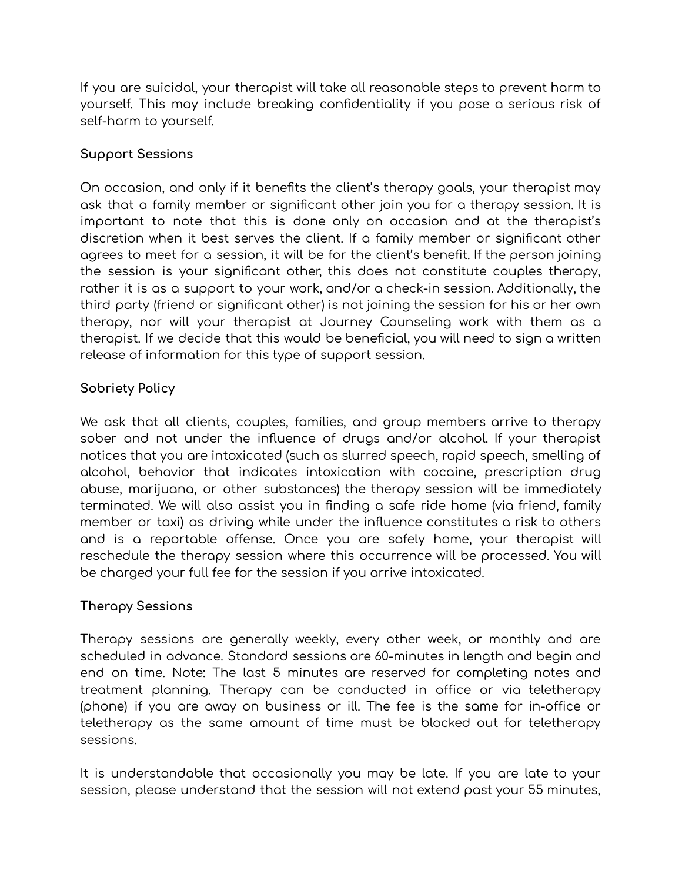If you are suicidal, your therapist will take all reasonable steps to prevent harm to yourself. This may include breaking confidentiality if you pose a serious risk of self-harm to yourself.

**Support Sessions**

On occasion, and only if it benefits the client's therapy goals, your therapist may ask that a family member or significant other join you for a therapy session. It is important to note that this is done only on occasion and at the therapist's discretion when it best serves the client. If a family member or significant other agrees to meet for a session, it will be for the client's benefit. If the person joining the session is your significant other, this does not constitute couples therapy, rather it is as a support to your work, and/or a check-in session. Additionally, the third party (friend or significant other) is not joining the session for his or her own therapy, nor will your therapist at Journey Counseling work with them as a therapist. If we decide that this would be beneficial, you will need to sign a written release of information for this type of support session.

**Sobriety Policy**

We ask that all clients, couples, families, and group members arrive to therapy sober and not under the influence of drugs and/or alcohol. If your therapist notices that you are intoxicated (such as slurred speech, rapid speech, smelling of alcohol, behavior that indicates intoxication with cocaine, prescription drug abuse, marijuana, or other substances) the therapy session will be immediately terminated. We will also assist you in finding a safe ride home (via friend, family member or taxi) as driving while under the influence constitutes a risk to others and is a reportable offense. Once you are safely home, your therapist will reschedule the therapy session where this occurrence will be processed. You will be charged your full fee for the session if you arrive intoxicated.

**Therapy Sessions**

Therapy sessions are generally weekly, every other week, or monthly and are scheduled in advance. Standard sessions are 60-minutes in length and begin and end on time. Note: The last 5 minutes are reserved for completing notes and treatment planning. Therapy can be conducted in office or via teletherapy (phone) if you are away on business or ill. The fee is the same for in-office or teletherapy as the same amount of time must be blocked out for teletherapy sessions.

It is understandable that occasionally you may be late. If you are late to your session, please understand that the session will not extend past your 55 minutes,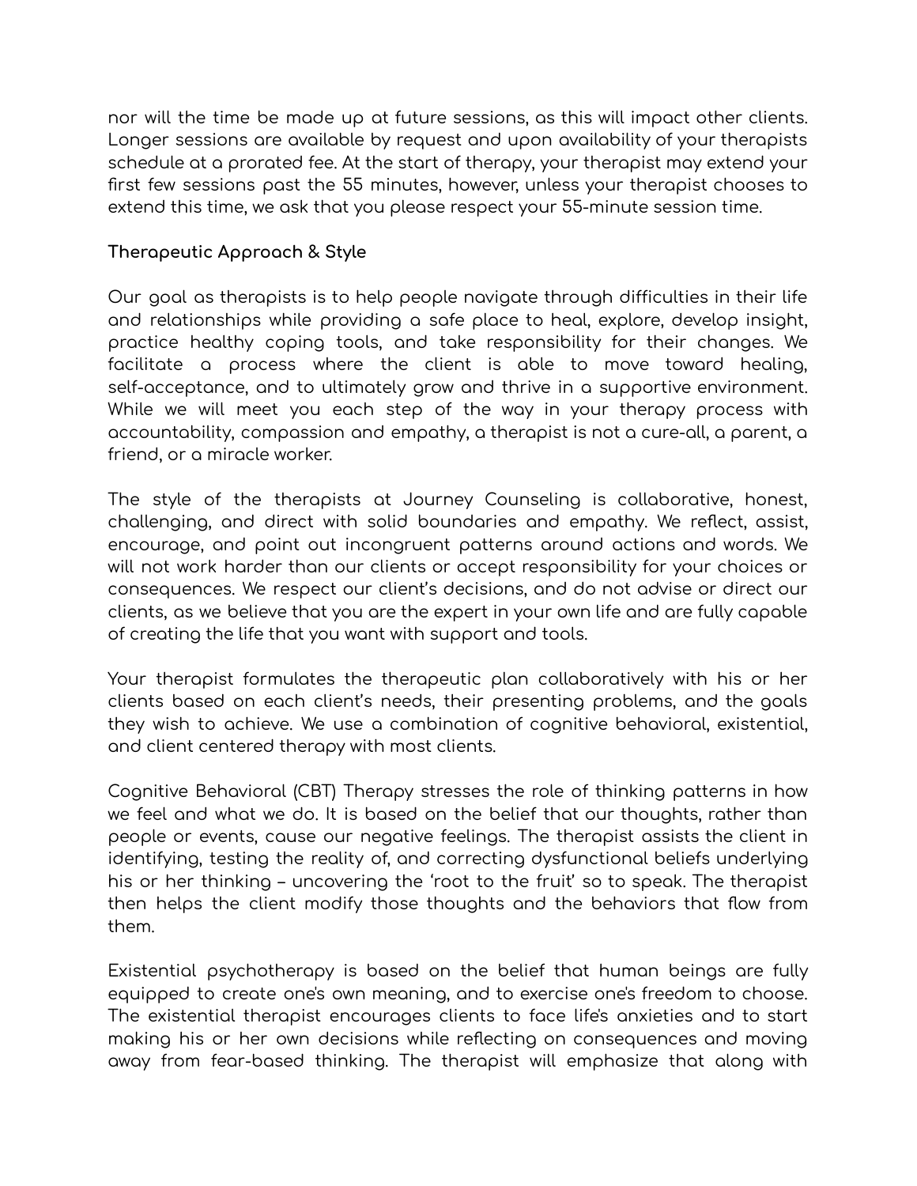nor will the time be made up at future sessions, as this will impact other clients. Longer sessions are available by request and upon availability of your therapists schedule at a prorated fee. At the start of therapy, your therapist may extend your first few sessions past the 55 minutes, however, unless your therapist chooses to extend this time, we ask that you please respect your 55-minute session time.

**Therapeutic Approach & Style**

Our goal as therapists is to help people navigate through difficulties in their life and relationships while providing a safe place to heal, explore, develop insight, practice healthy coping tools, and take responsibility for their changes. We facilitate a process where the client is able to move toward healing, self-acceptance, and to ultimately grow and thrive in a supportive environment. While we will meet you each step of the way in your therapy process with accountability, compassion and empathy, a therapist is not a cure-all, a parent, a friend, or a miracle worker.

The style of the therapists at Journey Counseling is collaborative, honest, challenging, and direct with solid boundaries and empathy. We reflect, assist, encourage, and point out incongruent patterns around actions and words. We will not work harder than our clients or accept responsibility for your choices or consequences. We respect our client's decisions, and do not advise or direct our clients, as we believe that you are the expert in your own life and are fully capable of creating the life that you want with support and tools.

Your therapist formulates the therapeutic plan collaboratively with his or her clients based on each client's needs, their presenting problems, and the goals they wish to achieve. We use a combination of cognitive behavioral, existential, and client centered therapy with most clients.

Cognitive Behavioral (CBT) Therapy stresses the role of thinking patterns in how we feel and what we do. It is based on the belief that our thoughts, rather than people or events, cause our negative feelings. The therapist assists the client in identifying, testing the reality of, and correcting dysfunctional beliefs underlying his or her thinking – uncovering the 'root to the fruit' so to speak. The therapist then helps the client modify those thoughts and the behaviors that flow from them.

Existential psychotherapy is based on the belief that human beings are fully equipped to create one's own meaning, and to exercise one's freedom to choose. The existential therapist encourages clients to face life's anxieties and to start making his or her own decisions while reflecting on consequences and moving away from fear-based thinking. The therapist will emphasize that along with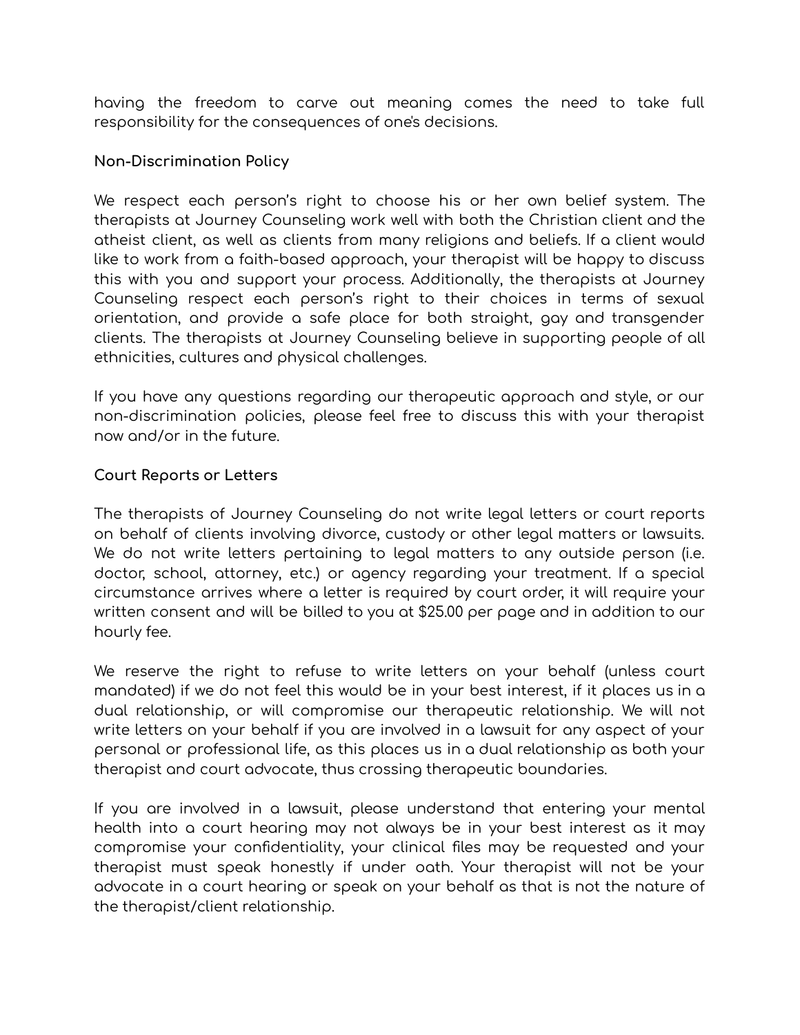having the freedom to carve out meaning comes the need to take full responsibility for the consequences of one's decisions.

**Non-Discrimination Policy**

We respect each person's right to choose his or her own belief system. The therapists at Journey Counseling work well with both the Christian client and the atheist client, as well as clients from many religions and beliefs. If a client would like to work from a faith-based approach, your therapist will be happy to discuss this with you and support your process. Additionally, the therapists at Journey Counseling respect each person's right to their choices in terms of sexual orientation, and provide a safe place for both straight, gay and transgender clients. The therapists at Journey Counseling believe in supporting people of all ethnicities, cultures and physical challenges.

If you have any questions regarding our therapeutic approach and style, or our non-discrimination policies, please feel free to discuss this with your therapist now and/or in the future.

**Court Reports or Letters**

The therapists of Journey Counseling do not write legal letters or court reports on behalf of clients involving divorce, custody or other legal matters or lawsuits. We do not write letters pertaining to legal matters to any outside person (i.e. doctor, school, attorney, etc.) or agency regarding your treatment. If a special circumstance arrives where a letter is required by court order, it will require your written consent and will be billed to you at $25.00 per page and in addition to our hourly fee.

We reserve the right to refuse to write letters on your behalf (unless court mandated) if we do not feel this would be in your best interest, if it places us in a dual relationship, or will compromise our therapeutic relationship. We will not write letters on your behalf if you are involved in a lawsuit for any aspect of your personal or professional life, as this places us in a dual relationship as both your therapist and court advocate, thus crossing therapeutic boundaries.

If you are involved in a lawsuit, please understand that entering your mental health into a court hearing may not always be in your best interest as it may compromise your confidentiality, your clinical files may be requested and your therapist must speak honestly if under oath. Your therapist will not be your advocate in a court hearing or speak on your behalf as that is not the nature of the therapist/client relationship.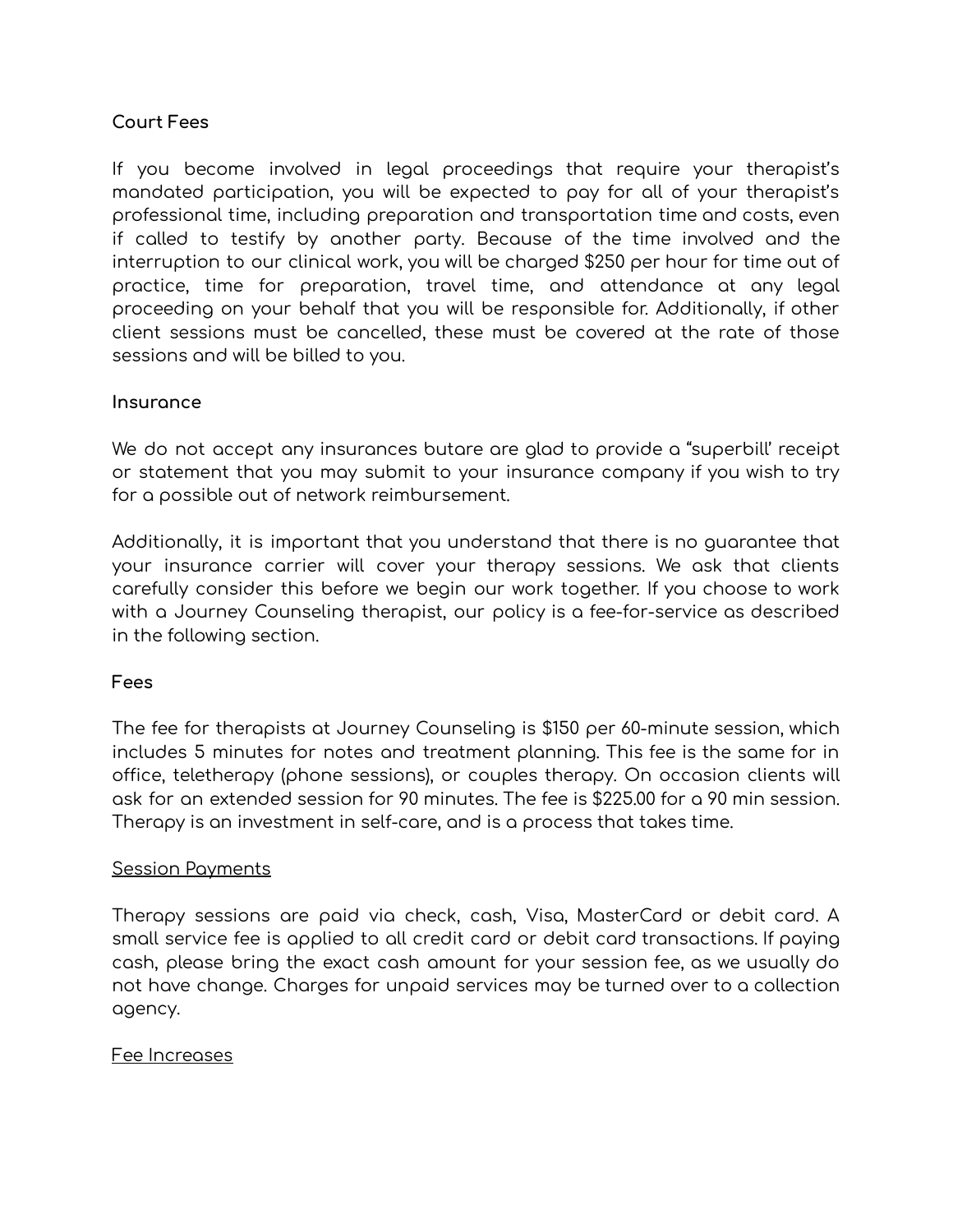## Court Fees

If you become involved in legal proceedings that require your therapist's mandated participation, you will be expected to pay for all of your therapist's professional time, including preparation and transportation time and costs, even if called to testify by another party. Because of the time involved and the interruption to our clinical work, you will be charged $250 per hour for time out of practice, time for preparation, travel time, and attendance at any legal proceeding on your behalf that you will be responsible for. Additionally, if other client sessions must be cancelled, these must be covered at the rate of those sessions and will be billed to you.

## Insurance

We do not accept any insurances butare are glad to provide a "superbill' receipt or statement that you may submit to your insurance company if you wish to try for a possible out of network reimbursement.

Additionally, it is important that you understand that there is no guarantee that your insurance carrier will cover your therapy sessions. We ask that clients carefully consider this before we begin our work together. If you choose to work with a Journey Counseling therapist, our policy is a fee-for-service as described in the following section.

## Fees

The fee for therapists at Journey Counseling is $150 per 60-minute session, which includes 5 minutes for notes and treatment planning. This fee is the same for in office, teletherapy (phone sessions), or couples therapy. On occasion clients will ask for an extended session for 90 minutes. The fee is $225.00 for a 90 min session. Therapy is an investment in self-care, and is a process that takes time.

### Session Payments

Therapy sessions are paid via check, cash, Visa, MasterCard or debit card. A small service fee is applied to all credit card or debit card transactions. If paying cash, please bring the exact cash amount for your session fee, as we usually do not have change. Charges for unpaid services may be turned over to a collection agency.

### Fee Increases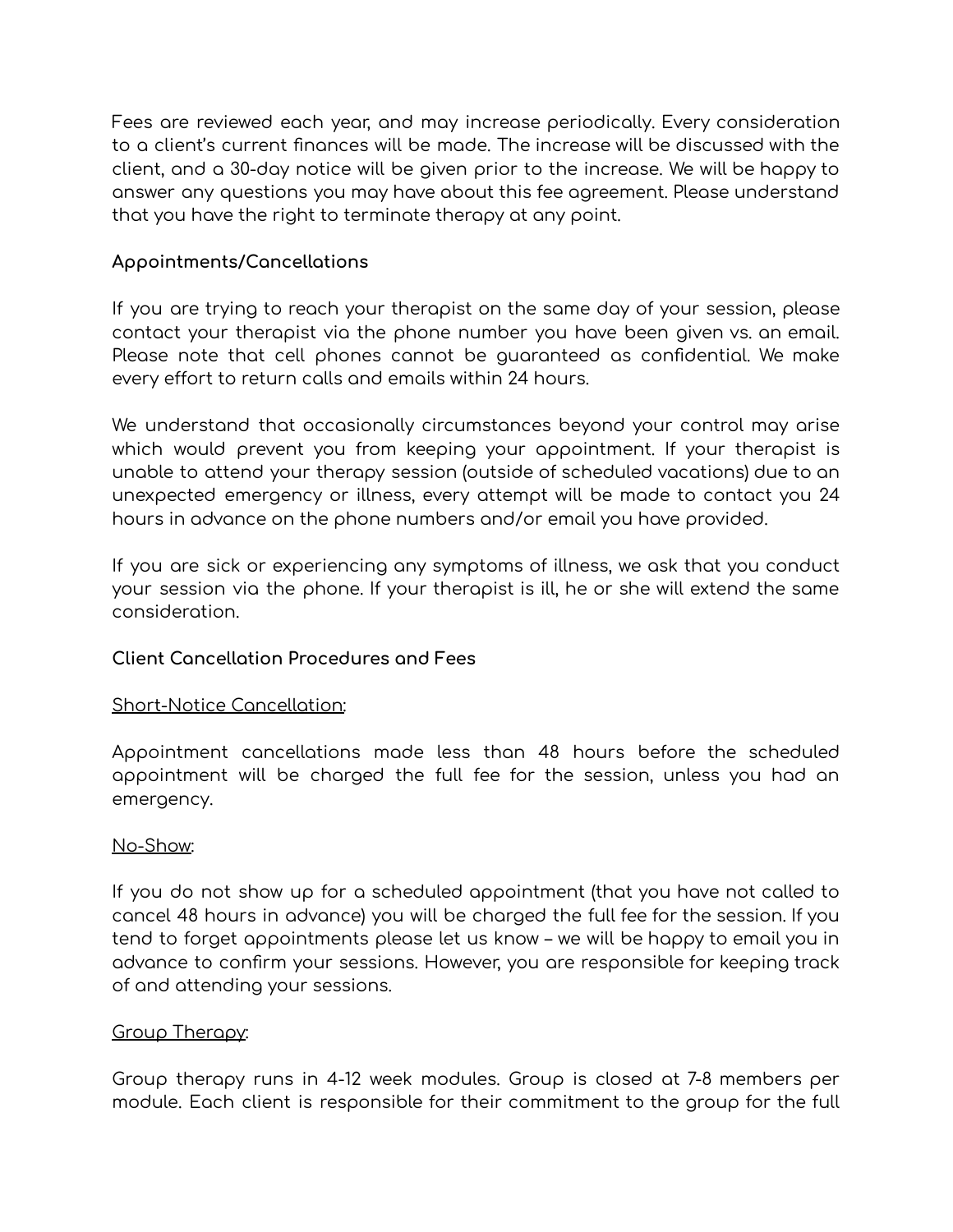Fees are reviewed each year, and may increase periodically. Every consideration to a client's current finances will be made. The increase will be discussed with the client, and a 30-day notice will be given prior to the increase. We will be happy to answer any questions you may have about this fee agreement. Please understand that you have the right to terminate therapy at any point.

**Appointments/Cancellations**

If you are trying to reach your therapist on the same day of your session, please contact your therapist via the phone number you have been given vs. an email. Please note that cell phones cannot be guaranteed as confidential. We make every effort to return calls and emails within 24 hours.

We understand that occasionally circumstances beyond your control may arise which would prevent you from keeping your appointment. If your therapist is unable to attend your therapy session (outside of scheduled vacations) due to an unexpected emergency or illness, every attempt will be made to contact you 24 hours in advance on the phone numbers and/or email you have provided.

If you are sick or experiencing any symptoms of illness, we ask that you conduct your session via the phone. If your therapist is ill, he or she will extend the same consideration.

**Client Cancellation Procedures and Fees**

<u>Short-Notice Cancellation</u>:

Appointment cancellations made less than 48 hours before the scheduled appointment will be charged the full fee for the session, unless you had an emergency.

<u>No-Show</u>:

If you do not show up for a scheduled appointment (that you have not called to cancel 48 hours in advance) you will be charged the full fee for the session. If you tend to forget appointments please let us know – we will be happy to email you in advance to confirm your sessions. However, you are responsible for keeping track of and attending your sessions.

<u>Group Therapy</u>:

Group therapy runs in 4-12 week modules. Group is closed at 7-8 members per module. Each client is responsible for their commitment to the group for the full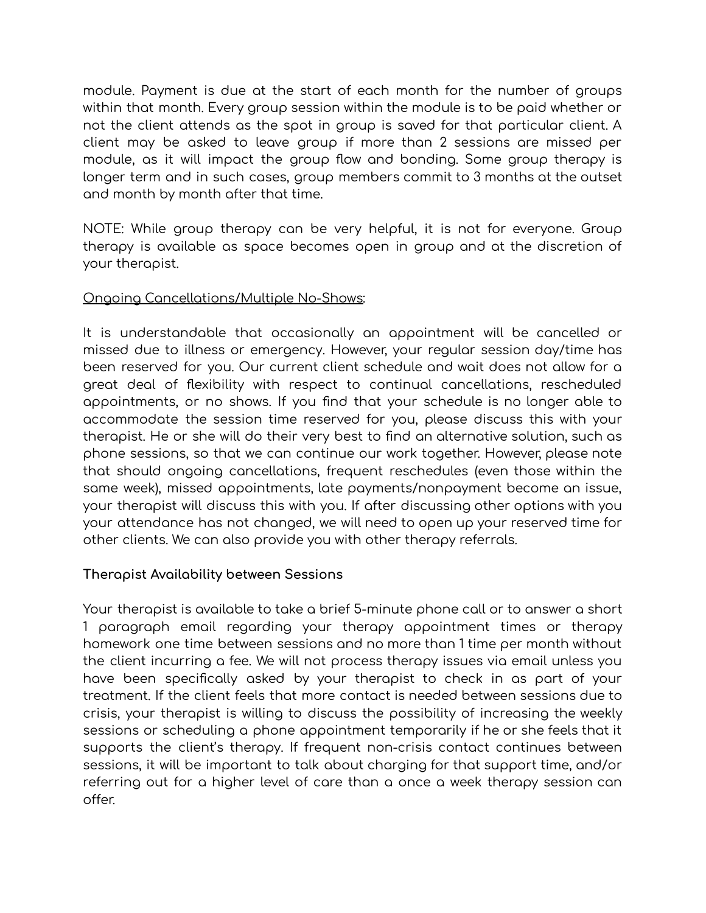module. Payment is due at the start of each month for the number of groups within that month. Every group session within the module is to be paid whether or not the client attends as the spot in group is saved for that particular client. A client may be asked to leave group if more than 2 sessions are missed per module, as it will impact the group flow and bonding. Some group therapy is longer term and in such cases, group members commit to 3 months at the outset and month by month after that time.

NOTE: While group therapy can be very helpful, it is not for everyone. Group therapy is available as space becomes open in group and at the discretion of your therapist.

<u>Ongoing Cancellations/Multiple No-Shows</u>:

It is understandable that occasionally an appointment will be cancelled or missed due to illness or emergency. However, your regular session day/time has been reserved for you. Our current client schedule and wait does not allow for a great deal of flexibility with respect to continual cancellations, rescheduled appointments, or no shows. If you find that your schedule is no longer able to accommodate the session time reserved for you, please discuss this with your therapist. He or she will do their very best to find an alternative solution, such as phone sessions, so that we can continue our work together. However, please note that should ongoing cancellations, frequent reschedules (even those within the same week), missed appointments, late payments/nonpayment become an issue, your therapist will discuss this with you. If after discussing other options with you your attendance has not changed, we will need to open up your reserved time for other clients. We can also provide you with other therapy referrals.

**Therapist Availability between Sessions**

Your therapist is available to take a brief 5-minute phone call or to answer a short 1 paragraph email regarding your therapy appointment times or therapy homework one time between sessions and no more than 1 time per month without the client incurring a fee. We will not process therapy issues via email unless you have been specifically asked by your therapist to check in as part of your treatment. If the client feels that more contact is needed between sessions due to crisis, your therapist is willing to discuss the possibility of increasing the weekly sessions or scheduling a phone appointment temporarily if he or she feels that it supports the client's therapy. If frequent non-crisis contact continues between sessions, it will be important to talk about charging for that support time, and/or referring out for a higher level of care than a once a week therapy session can offer.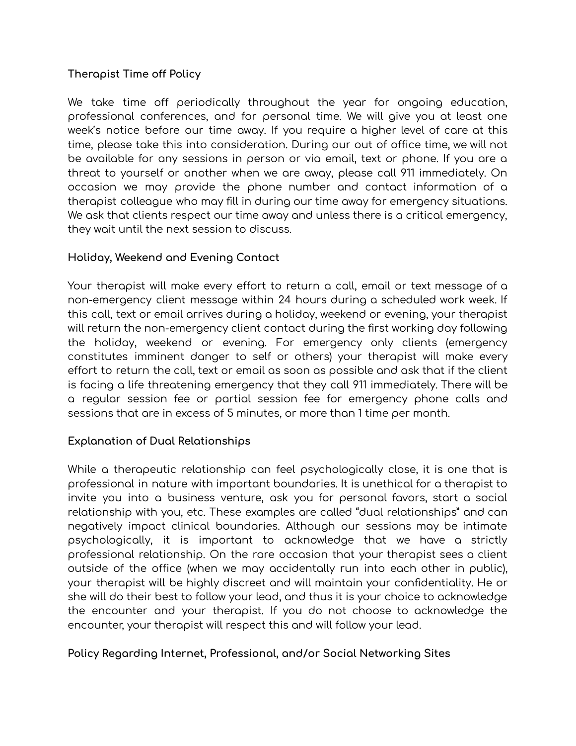**Therapist Time off Policy**

We take time off periodically throughout the year for ongoing education, professional conferences, and for personal time. We will give you at least one week's notice before our time away. If you require a higher level of care at this time, please take this into consideration. During our out of office time, we will not be available for any sessions in person or via email, text or phone. If you are a threat to yourself or another when we are away, please call 911 immediately. On occasion we may provide the phone number and contact information of a therapist colleague who may fill in during our time away for emergency situations. We ask that clients respect our time away and unless there is a critical emergency, they wait until the next session to discuss.

**Holiday, Weekend and Evening Contact**

Your therapist will make every effort to return a call, email or text message of a non-emergency client message within 24 hours during a scheduled work week. If this call, text or email arrives during a holiday, weekend or evening, your therapist will return the non-emergency client contact during the first working day following the holiday, weekend or evening. For emergency only clients (emergency constitutes imminent danger to self or others) your therapist will make every effort to return the call, text or email as soon as possible and ask that if the client is facing a life threatening emergency that they call 911 immediately. There will be a regular session fee or partial session fee for emergency phone calls and sessions that are in excess of 5 minutes, or more than 1 time per month.

**Explanation of Dual Relationships**

While a therapeutic relationship can feel psychologically close, it is one that is professional in nature with important boundaries. It is unethical for a therapist to invite you into a business venture, ask you for personal favors, start a social relationship with you, etc. These examples are called "dual relationships" and can negatively impact clinical boundaries. Although our sessions may be intimate psychologically, it is important to acknowledge that we have a strictly professional relationship. On the rare occasion that your therapist sees a client outside of the office (when we may accidentally run into each other in public), your therapist will be highly discreet and will maintain your confidentiality. He or she will do their best to follow your lead, and thus it is your choice to acknowledge the encounter and your therapist. If you do not choose to acknowledge the encounter, your therapist will respect this and will follow your lead.

**Policy Regarding Internet, Professional, and/or Social Networking Sites**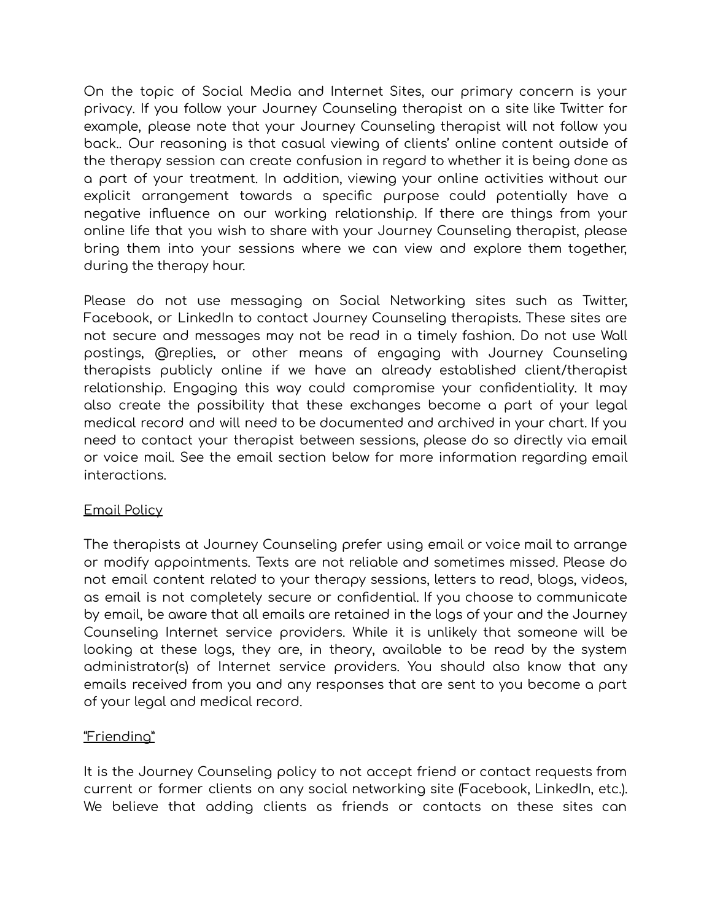On the topic of Social Media and Internet Sites, our primary concern is your privacy. If you follow your Journey Counseling therapist on a site like Twitter for example, please note that your Journey Counseling therapist will not follow you back.. Our reasoning is that casual viewing of clients' online content outside of the therapy session can create confusion in regard to whether it is being done as a part of your treatment. In addition, viewing your online activities without our explicit arrangement towards a specific purpose could potentially have a negative influence on our working relationship. If there are things from your online life that you wish to share with your Journey Counseling therapist, please bring them into your sessions where we can view and explore them together, during the therapy hour.

Please do not use messaging on Social Networking sites such as Twitter, Facebook, or LinkedIn to contact Journey Counseling therapists. These sites are not secure and messages may not be read in a timely fashion. Do not use Wall postings, @replies, or other means of engaging with Journey Counseling therapists publicly online if we have an already established client/therapist relationship. Engaging this way could compromise your confidentiality. It may also create the possibility that these exchanges become a part of your legal medical record and will need to be documented and archived in your chart. If you need to contact your therapist between sessions, please do so directly via email or voice mail. See the email section below for more information regarding email interactions.

<u>Email Policy</u>

The therapists at Journey Counseling prefer using email or voice mail to arrange or modify appointments. Texts are not reliable and sometimes missed. Please do not email content related to your therapy sessions, letters to read, blogs, videos, as email is not completely secure or confidential. If you choose to communicate by email, be aware that all emails are retained in the logs of your and the Journey Counseling Internet service providers. While it is unlikely that someone will be looking at these logs, they are, in theory, available to be read by the system administrator(s) of Internet service providers. You should also know that any emails received from you and any responses that are sent to you become a part of your legal and medical record.

<u>"Friending"</u>

It is the Journey Counseling policy to not accept friend or contact requests from current or former clients on any social networking site (Facebook, LinkedIn, etc.). We believe that adding clients as friends or contacts on these sites can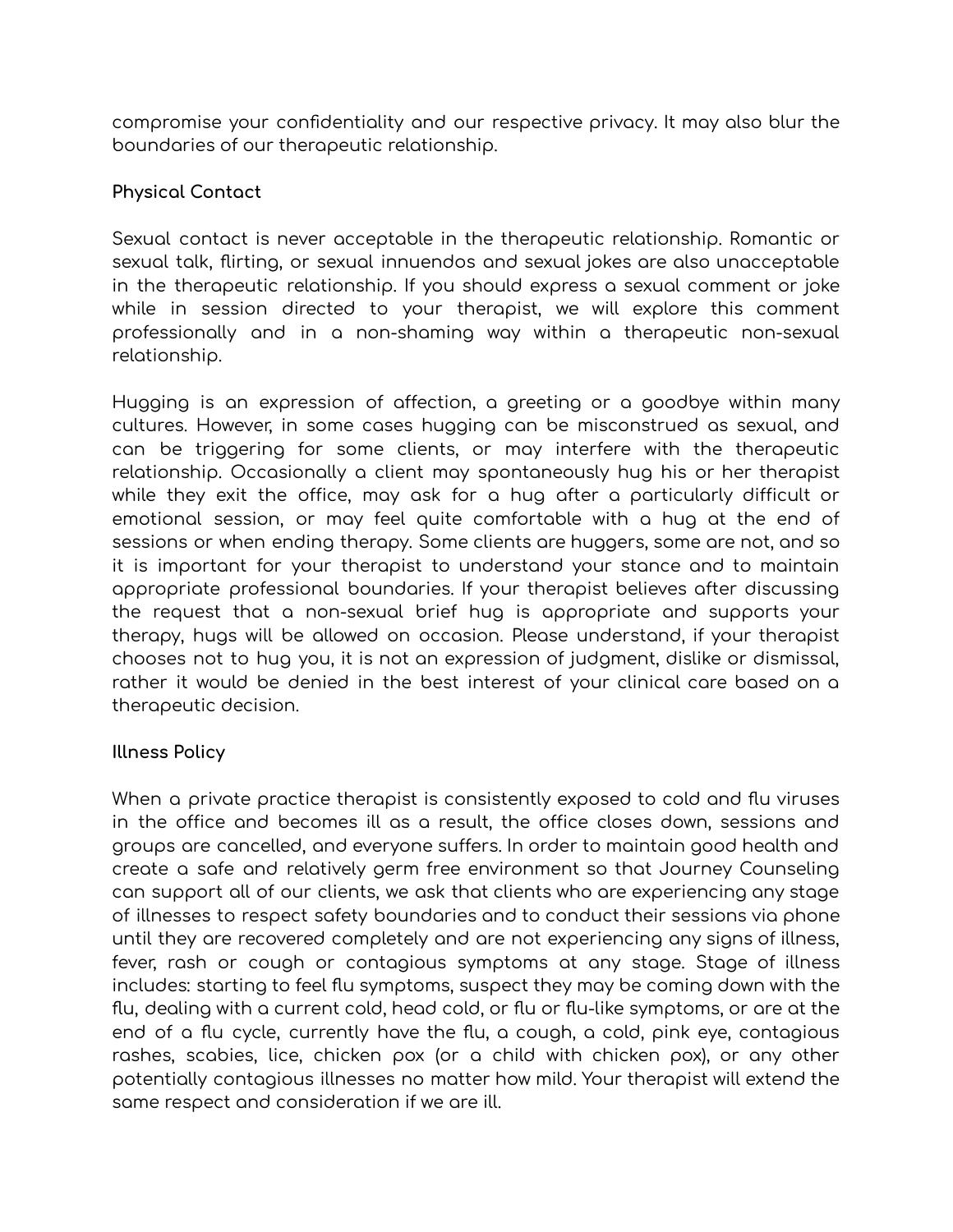compromise your confidentiality and our respective privacy. It may also blur the boundaries of our therapeutic relationship.

### Physical Contact

Sexual contact is never acceptable in the therapeutic relationship. Romantic or sexual talk, flirting, or sexual innuendos and sexual jokes are also unacceptable in the therapeutic relationship. If you should express a sexual comment or joke while in session directed to your therapist, we will explore this comment professionally and in a non-shaming way within a therapeutic non-sexual relationship.

Hugging is an expression of affection, a greeting or a goodbye within many cultures. However, in some cases hugging can be misconstrued as sexual, and can be triggering for some clients, or may interfere with the therapeutic relationship. Occasionally a client may spontaneously hug his or her therapist while they exit the office, may ask for a hug after a particularly difficult or emotional session, or may feel quite comfortable with a hug at the end of sessions or when ending therapy. Some clients are huggers, some are not, and so it is important for your therapist to understand your stance and to maintain appropriate professional boundaries. If your therapist believes after discussing the request that a non-sexual brief hug is appropriate and supports your therapy, hugs will be allowed on occasion. Please understand, if your therapist chooses not to hug you, it is not an expression of judgment, dislike or dismissal, rather it would be denied in the best interest of your clinical care based on a therapeutic decision.

### Illness Policy

When a private practice therapist is consistently exposed to cold and flu viruses in the office and becomes ill as a result, the office closes down, sessions and groups are cancelled, and everyone suffers. In order to maintain good health and create a safe and relatively germ free environment so that Journey Counseling can support all of our clients, we ask that clients who are experiencing any stage of illnesses to respect safety boundaries and to conduct their sessions via phone until they are recovered completely and are not experiencing any signs of illness, fever, rash or cough or contagious symptoms at any stage. Stage of illness includes: starting to feel flu symptoms, suspect they may be coming down with the flu, dealing with a current cold, head cold, or flu or flu-like symptoms, or are at the end of a flu cycle, currently have the flu, a cough, a cold, pink eye, contagious rashes, scabies, lice, chicken pox (or a child with chicken pox), or any other potentially contagious illnesses no matter how mild. Your therapist will extend the same respect and consideration if we are ill.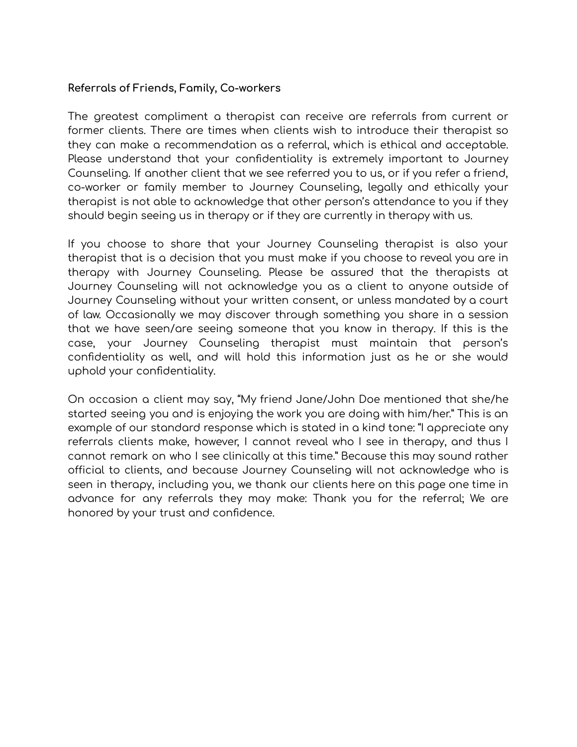**Referrals of Friends, Family, Co-workers**

The greatest compliment a therapist can receive are referrals from current or former clients. There are times when clients wish to introduce their therapist so they can make a recommendation as a referral, which is ethical and acceptable. Please understand that your confidentiality is extremely important to Journey Counseling. If another client that we see referred you to us, or if you refer a friend, co-worker or family member to Journey Counseling, legally and ethically your therapist is not able to acknowledge that other person's attendance to you if they should begin seeing us in therapy or if they are currently in therapy with us.

If you choose to share that your Journey Counseling therapist is also your therapist that is a decision that you must make if you choose to reveal you are in therapy with Journey Counseling. Please be assured that the therapists at Journey Counseling will not acknowledge you as a client to anyone outside of Journey Counseling without your written consent, or unless mandated by a court of law. Occasionally we may discover through something you share in a session that we have seen/are seeing someone that you know in therapy. If this is the case, your Journey Counseling therapist must maintain that person's confidentiality as well, and will hold this information just as he or she would uphold your confidentiality.

On occasion a client may say, "My friend Jane/John Doe mentioned that she/he started seeing you and is enjoying the work you are doing with him/her." This is an example of our standard response which is stated in a kind tone: "I appreciate any referrals clients make, however, I cannot reveal who I see in therapy, and thus I cannot remark on who I see clinically at this time." Because this may sound rather official to clients, and because Journey Counseling will not acknowledge who is seen in therapy, including you, we thank our clients here on this page one time in advance for any referrals they may make: Thank you for the referral; We are honored by your trust and confidence.